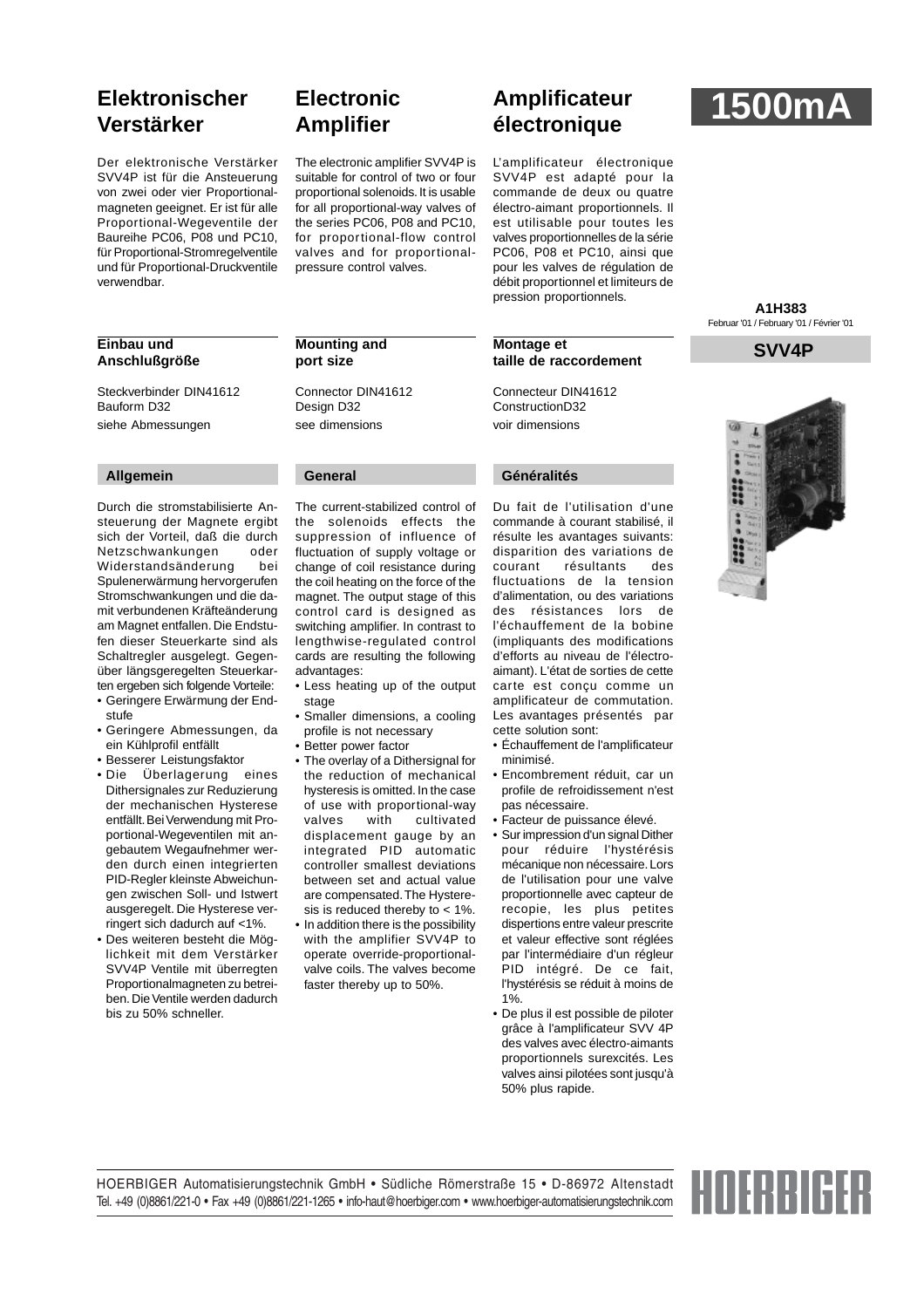# 1500mA

## Elektronischer Verstärker

Der elektronische Verstärker SVV4P ist für die Ansteuerung von zwei oder vier Proportionalmagneten geeignet. Er ist für alle Proportional-Wegeventile der Baureihe PC06, P08 und PC10, für Proportional-Stromregelventile und für Proportional-Druckventile verwendbar.

## Electronic Amplifier

The electronic amplifier SVV4P is suitable for control of two or four proportional solenoids. It is usable for all proportional-way valves of the series PC06, P08 and PC10, for proportional-flow control valves and for proportional-pressure control valves.

## Amplificateur électronique

L'amplificateur électronique SVV4P est adapté pour la commande de deux ou quatre électro-aimant proportionnels. Il est utilisable pour toutes les valves proportionnelles de la série PC06, P08 et PC10, ainsi que pour les valves de régulation de débit proportionnel et limiteurs de pression proportionnels.

**A1H383**

Februar '01 / February '01 / Février '01

**SVV4P**

### Einbau und Anschlußgröße

Steckverbinder DIN41612
Bauform D32

siehe Abmessungen

### Mounting and port size

Connector DIN41612
Design D32

see dimensions

### Montage et taille de raccordement

Connecteur DIN41612
ConstructionD32

voir dimensions

### Allgemein

Durch die stromstabilisierte Ansteuerung der Magnete ergibt sich der Vorteil, daß die durch Netzschwankungen oder Widerstandsänderung bei Spulenerwärmung hervorgerufen Stromschwankungen und die damit verbundenen Kräfteänderung am Magnet entfallen. Die Endstufen dieser Steuerkarte sind als Schaltregler ausgelegt. Gegenüber längsgeregelten Steuerkarten ergeben sich folgende Vorteile:

- Geringere Erwärmung der Endstufe
- Geringere Abmessungen, da ein Kühlprofil entfällt
- Besserer Leistungsfaktor
- Die Überlagerung eines Dithersignales zur Reduzierung der mechanischen Hysterese entfällt. Bei Verwendung mit Proportional-Wegeventilen mit angebautem Wegaufnehmer werden durch einen integrierten PID-Regler kleinste Abweichungen zwischen Soll- und Istwert ausgeregelt. Die Hysterese verringert sich dadurch auf <1%.
- Des weiteren besteht die Möglichkeit mit dem Verstärker SVV4P Ventile mit überregten Proportionalmagneten zu betreiben. Die Ventile werden dadurch bis zu 50% schneller.

### General

The current-stabilized control of the solenoids effects the suppression of influence of fluctuation of supply voltage or change of coil resistance during the coil heating on the force of the magnet. The output stage of this control card is designed as switching amplifier. In contrast to lengthwise-regulated control cards are resulting the following advantages:

- Less heating up of the output stage
- Smaller dimensions, a cooling profile is not necessary
- Better power factor
- The overlay of a Dithersignal for the reduction of mechanical hysteresis is omitted. In the case of use with proportional-way valves with cultivated displacement gauge by an integrated PID automatic controller smallest deviations between set and actual value are compensated. The Hysteresis is reduced thereby to < 1%.
- In addition there is the possibility with the amplifier SVV4P to operate override-proportional-valve coils. The valves become faster thereby up to 50%.

### Généralités

Du fait de l'utilisation d'une commande à courant stabilisé, il résulte les avantages suivants: disparition des variations de courant résultants des fluctuations de la tension d'alimentation, ou des variations des résistances lors de l'échauffement de la bobine (impliquants des modifications d'efforts au niveau de l'électro-aimant). L'état de sorties de cette carte est conçu comme un amplificateur de commutation. Les avantages présentés par cette solution sont:

- Échauffement de l'amplificateur minimisé.
- Encombrement réduit, car un profile de refroidissement n'est pas nécessaire.
- Facteur de puissance élevé.
- Sur impression d'un signal Dither pour réduire l'hystérésis mécanique non nécessaire. Lors de l'utilisation pour une valve proportionnelle avec capteur de recopie, les plus petites dispertions entre valeur prescrite et valeur effective sont réglées par l'intermédiaire d'un régleur PID intégré. De ce fait, l'hystérésis se réduit à moins de 1%.
- De plus il est possible de piloter grâce à l'amplificateur SVV 4P des valves avec électro-aimants proportionnels surexcités. Les valves ainsi pilotées sont jusqu'à 50% plus rapide.

HOERBIGER Automatisierungstechnik GmbH • Südliche Römerstraße 15 • D-86972 Altenstadt
Tel. +49 (0)8861/221-0 • Fax +49 (0)8861/221-1265 • info-haut@hoerbiger.com • www.hoerbiger-automatisierungstechnik.com

HOERBIGER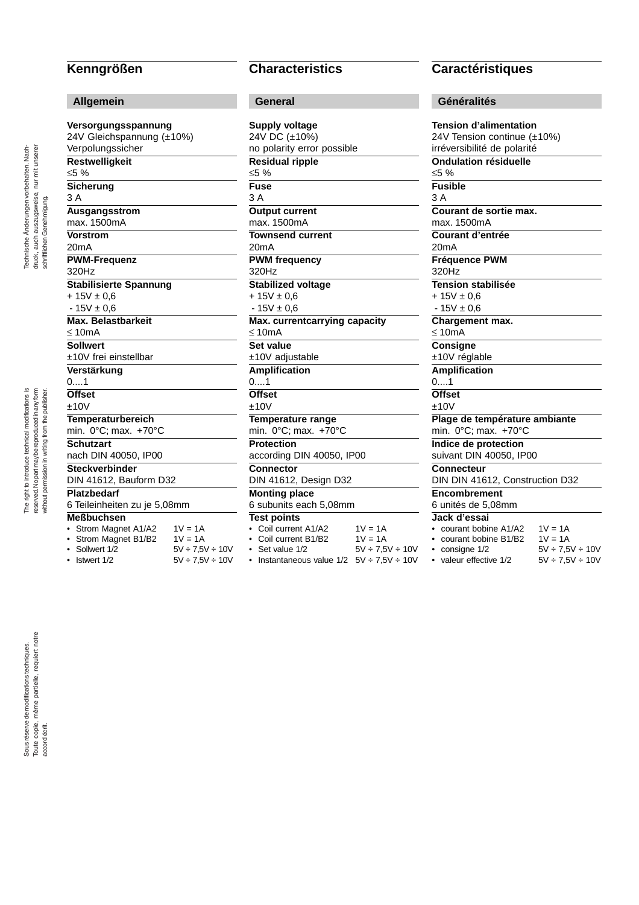Technische Änderungen vorbehalten. Nachdruck, auch auszugsweise, nur mit unserer schriftlichen Genehmigung.

The right to introduce technical modifications is reserved. No part may be reproduced in any form without permission in writing from the publisher.

Sous réserve de modifications techniques. Toute copie, même partielle, requiert notre accord écrit.

## Kenngrößen

### Allgemein

**Versorgungsspannung**
24V Gleichspannung (±10%)
Verpolungssicher

**Restwelligkeit**
≤5 %

**Sicherung**
3 A

**Ausgangsstrom**
max. 1500mA

**Vorstrom**
20mA

**PWM-Frequenz**
320Hz

**Stabilisierte Spannung**
+ 15V ± 0,6
- 15V ± 0,6

**Max. Belastbarkeit**
≤ 10mA

**Sollwert**
±10V frei einstellbar

**Verstärkung**
0....1

**Offset**
±10V

**Temperaturbereich**
min. 0°C; max. +70°C

**Schutzart**
nach DIN 40050, IP00

**Steckverbinder**
DIN 41612, Bauform D32

**Platzbedarf**
6 Teileinheiten zu je 5,08mm

**Meßbuchsen**

- Strom Magnet A1/A2 — 1V = 1A
- Strom Magnet B1/B2 — 1V = 1A
- Sollwert 1/2 — 5V ÷ 7,5V ÷ 10V
- Istwert 1/2 — 5V ÷ 7,5V ÷ 10V

## Characteristics

### General

**Supply voltage**
24V DC (±10%)
no polarity error possible

**Residual ripple**
≤5 %

**Fuse**
3 A

**Output current**
max. 1500mA

**Townsend current**
20mA

**PWM frequency**
320Hz

**Stabilized voltage**
+ 15V ± 0,6
- 15V ± 0,6

**Max. currentcarrying capacity**
≤ 10mA

**Set value**
±10V adjustable

**Amplification**
0....1

**Offset**
±10V

**Temperature range**
min. 0°C; max. +70°C

**Protection**
according DIN 40050, IP00

**Connector**
DIN 41612, Design D32

**Monting place**
6 subunits each 5,08mm

**Test points**

- Coil current A1/A2 — 1V = 1A
- Coil current B1/B2 — 1V = 1A
- Set value 1/2 — 5V ÷ 7,5V ÷ 10V
- Instantaneous value 1/2 — 5V ÷ 7,5V ÷ 10V

## Caractéristiques

### Généralités

**Tension d'alimentation**
24V Tension continue (±10%)
irréversibilité de polarité

**Ondulation résiduelle**
≤5 %

**Fusible**
3 A

**Courant de sortie max.**
max. 1500mA

**Courant d'entrée**
20mA

**Fréquence PWM**
320Hz

**Tension stabilisée**
+ 15V ± 0,6
- 15V ± 0,6

**Chargement max.**
≤ 10mA

**Consigne**
±10V réglable

**Amplification**
0....1

**Offset**
±10V

**Plage de température ambiante**
min. 0°C; max. +70°C

**Indice de protection**
suivant DIN 40050, IP00

**Connecteur**
DIN DIN 41612, Construction D32

**Encombrement**
6 unités de 5,08mm

**Jack d'essai**

- courant bobine A1/A2 — 1V = 1A
- courant bobine B1/B2 — 1V = 1A
- consigne 1/2 — 5V ÷ 7,5V ÷ 10V
- valeur effective 1/2 — 5V ÷ 7,5V ÷ 10V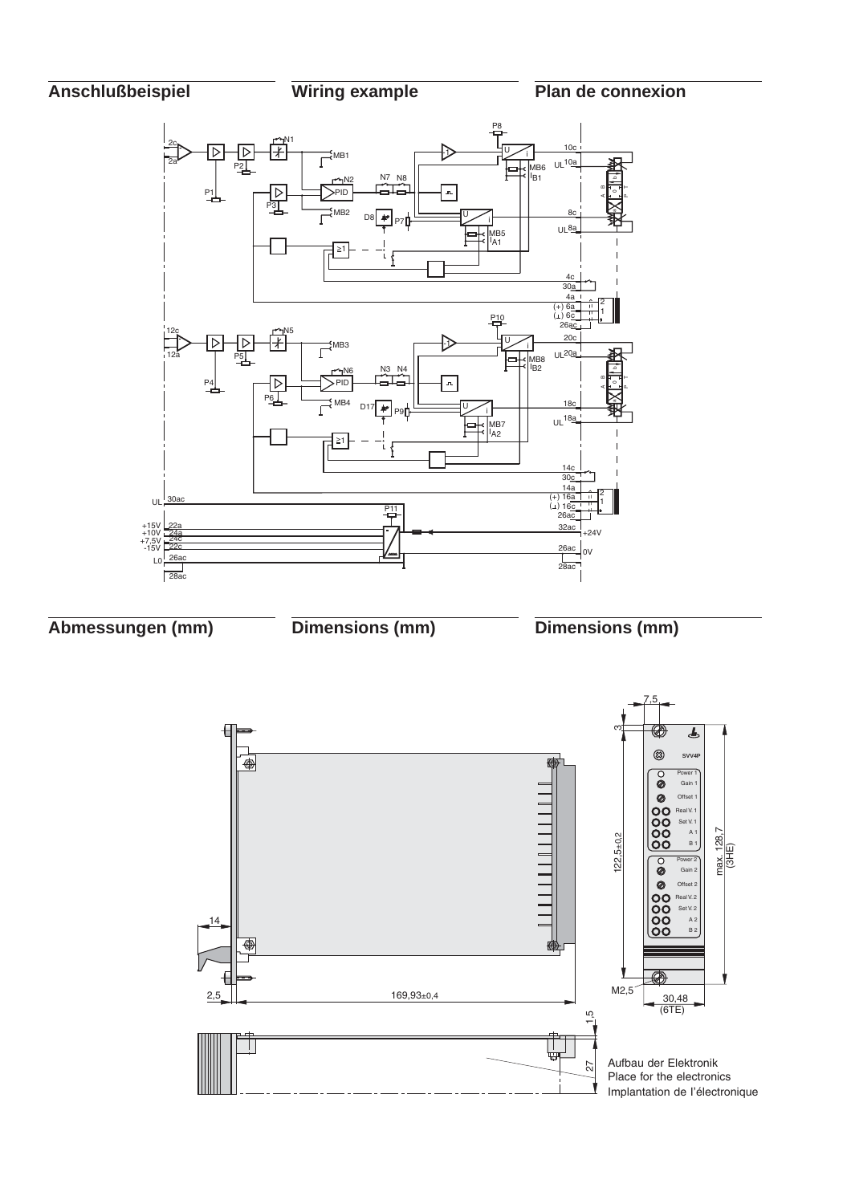## Anschlußbeispiel

## Wiring example

## Plan de connexion

## Abmessungen (mm)

## Dimensions (mm)

## Dimensions (mm)

Aufbau der Elektronik
Place for the electronics
Implantation de l'électronique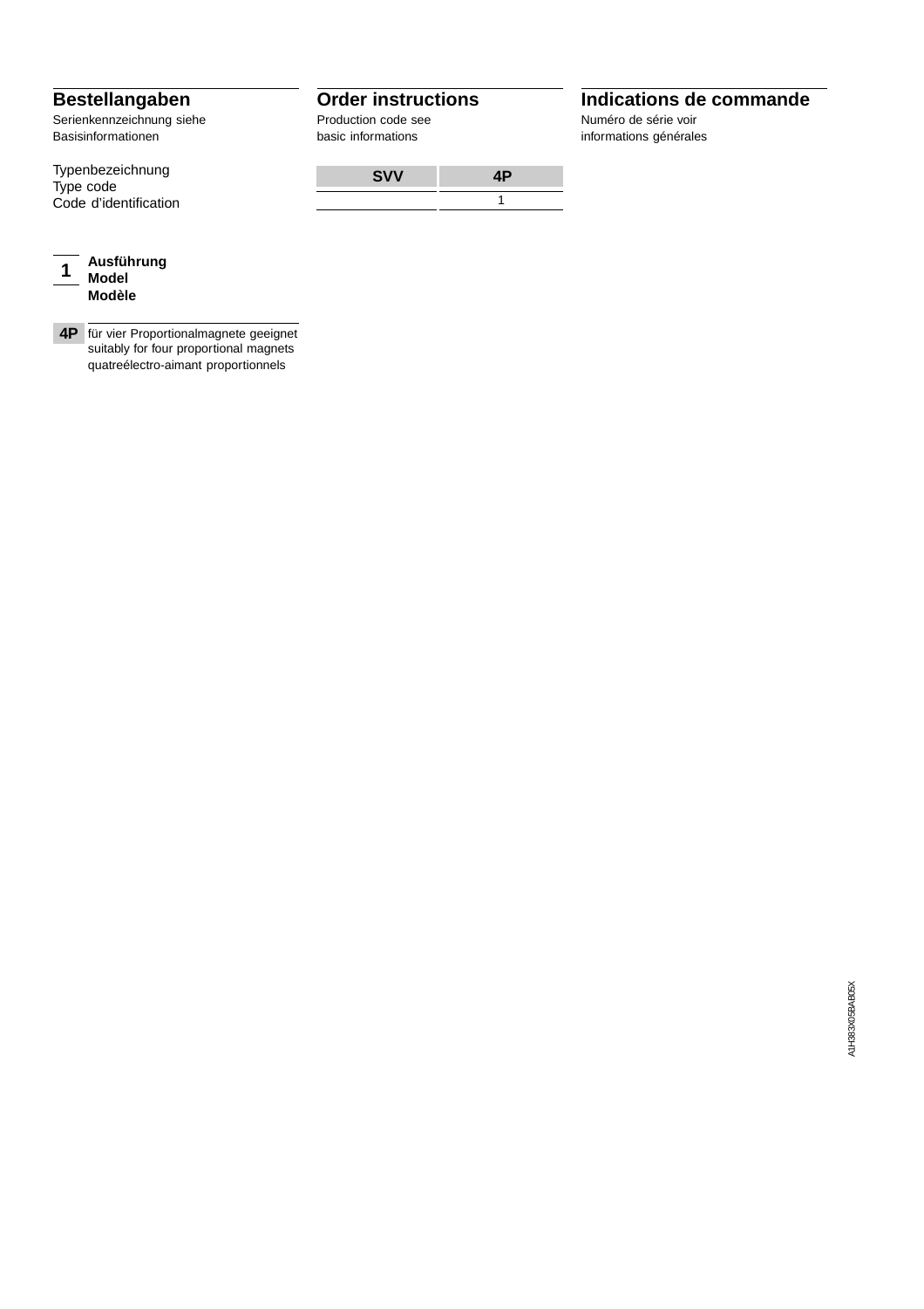## Bestellangaben

Serienkennzeichnung siehe Basisinformationen

## Order instructions

Production code see basic informations

## Indications de commande

Numéro de série voir informations générales

Typenbezeichnung
Type code
Code d'identification

| SVV | 4P |
| --- | --- |
| | 1 |

**1** **Ausführung**
**Model**
**Modèle**

**4P** für vier Proportionalmagnete geeignet
suitably for four proportional magnets
quatreélectro-aimant proportionnels

A1H383X05BAB05X